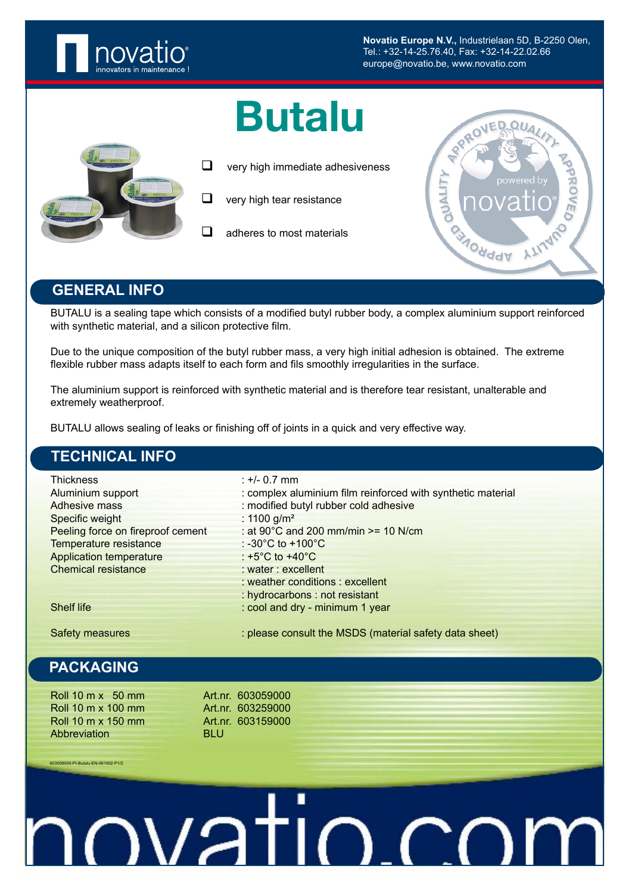**Novatio Europe N.V.**, Industrielaan 5D, B-2250 Olen,
Tel.: +32-14-25.76.40, Fax: +32-14-22.02.66
europe@novatio.be, www.novatio.com

# Butalu

- very high immediate adhesiveness
- very high tear resistance
- adheres to most materials

## GENERAL INFO

BUTALU is a sealing tape which consists of a modified butyl rubber body, a complex aluminium support reinforced with synthetic material, and a silicon protective film.

Due to the unique composition of the butyl rubber mass, a very high initial adhesion is obtained. The extreme flexible rubber mass adapts itself to each form and fils smoothly irregularities in the surface.

The aluminium support is reinforced with synthetic material and is therefore tear resistant, unalterable and extremely weatherproof.

BUTALU allows sealing of leaks or finishing off of joints in a quick and very effective way.

## TECHNICAL INFO

| | |
|---|---|
| Thickness | : +/- 0.7 mm |
| Aluminium support | : complex aluminium film reinforced with synthetic material |
| Adhesive mass | : modified butyl rubber cold adhesive |
| Specific weight | : 1100 g/m² |
| Peeling force on fireproof cement | : at 90°C and 200 mm/min >= 10 N/cm |
| Temperature resistance | : -30°C to +100°C |
| Application temperature | : +5°C to +40°C |
| Chemical resistance | : water : excellent |
| | : weather conditions : excellent |
| | : hydrocarbons : not resistant |
| Shelf life | : cool and dry - minimum 1 year |
| Safety measures | : please consult the MSDS (material safety data sheet) |

## PACKAGING

| | |
|---|---|
| Roll 10 m x 50 mm | Art.nr. 603059000 |
| Roll 10 m x 100 mm | Art.nr. 603259000 |
| Roll 10 m x 150 mm | Art.nr. 603159000 |
| Abbreviation | BLU |

603059000-PI-Butalu-EN-061002-P1/2

novatio.com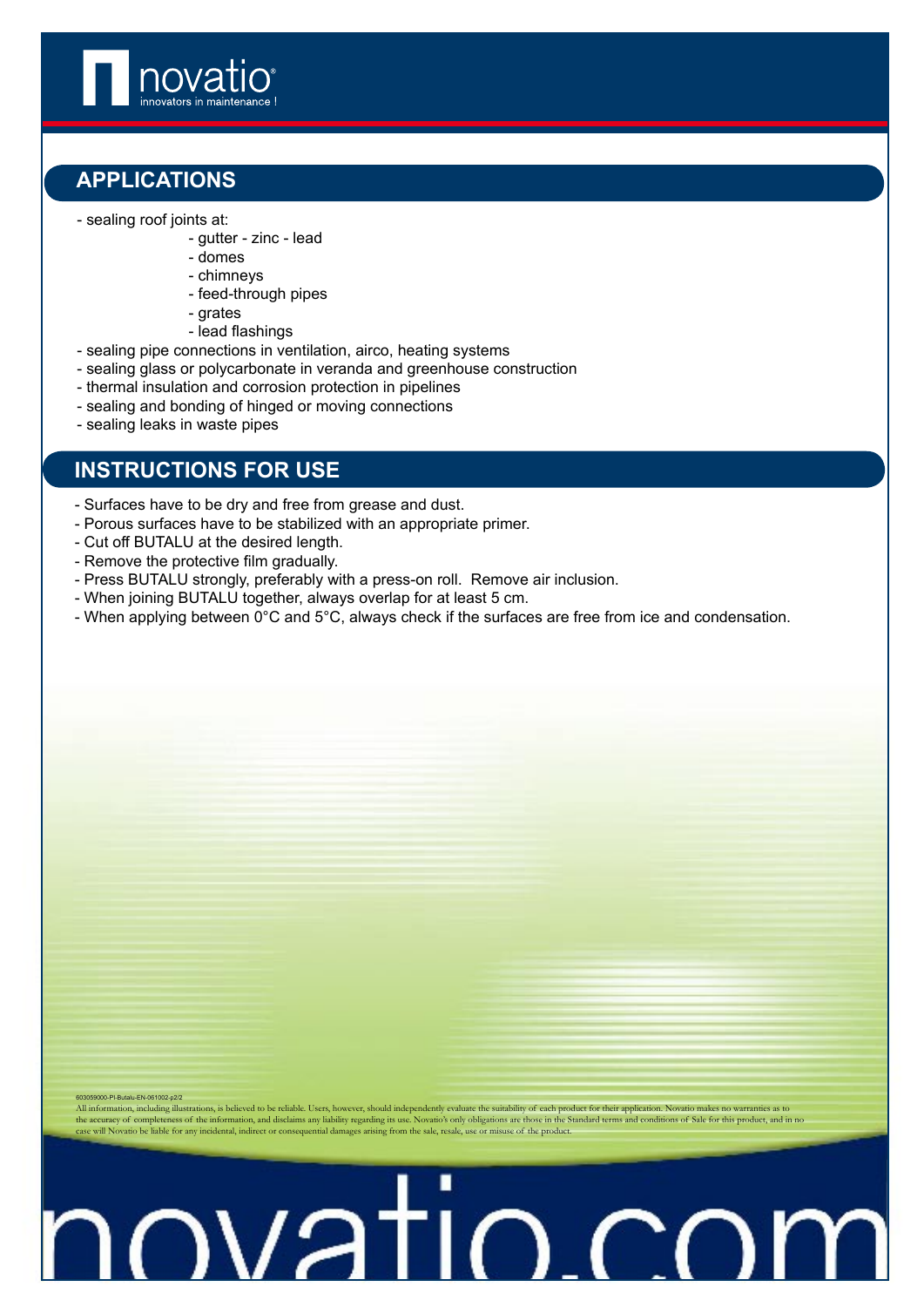## APPLICATIONS

- sealing roof joints at:
  - gutter - zinc - lead
  - domes
  - chimneys
  - feed-through pipes
  - grates
  - lead flashings
- sealing pipe connections in ventilation, airco, heating systems
- sealing glass or polycarbonate in veranda and greenhouse construction
- thermal insulation and corrosion protection in pipelines
- sealing and bonding of hinged or moving connections
- sealing leaks in waste pipes

## INSTRUCTIONS FOR USE

- Surfaces have to be dry and free from grease and dust.
- Porous surfaces have to be stabilized with an appropriate primer.
- Cut off BUTALU at the desired length.
- Remove the protective film gradually.
- Press BUTALU strongly, preferably with a press-on roll.  Remove air inclusion.
- When joining BUTALU together, always overlap for at least 5 cm.
- When applying between 0°C and 5°C, always check if the surfaces are free from ice and condensation.

603059000-PI-Butalu-EN-061002-p2/2

All information, including illustrations, is believed to be reliable. Users, however, should independently evaluate the suitability of each product for their application. Novatio makes no warranties as to the accuracy of completeness of the information, and disclaims any liability regarding its use. Novatio's only obligations are those in the Standard terms and conditions of Sale for this product, and in no case will Novatio be liable for any incidental, indirect or consequential damages arising from the sale, resale, use or misuse of the product.